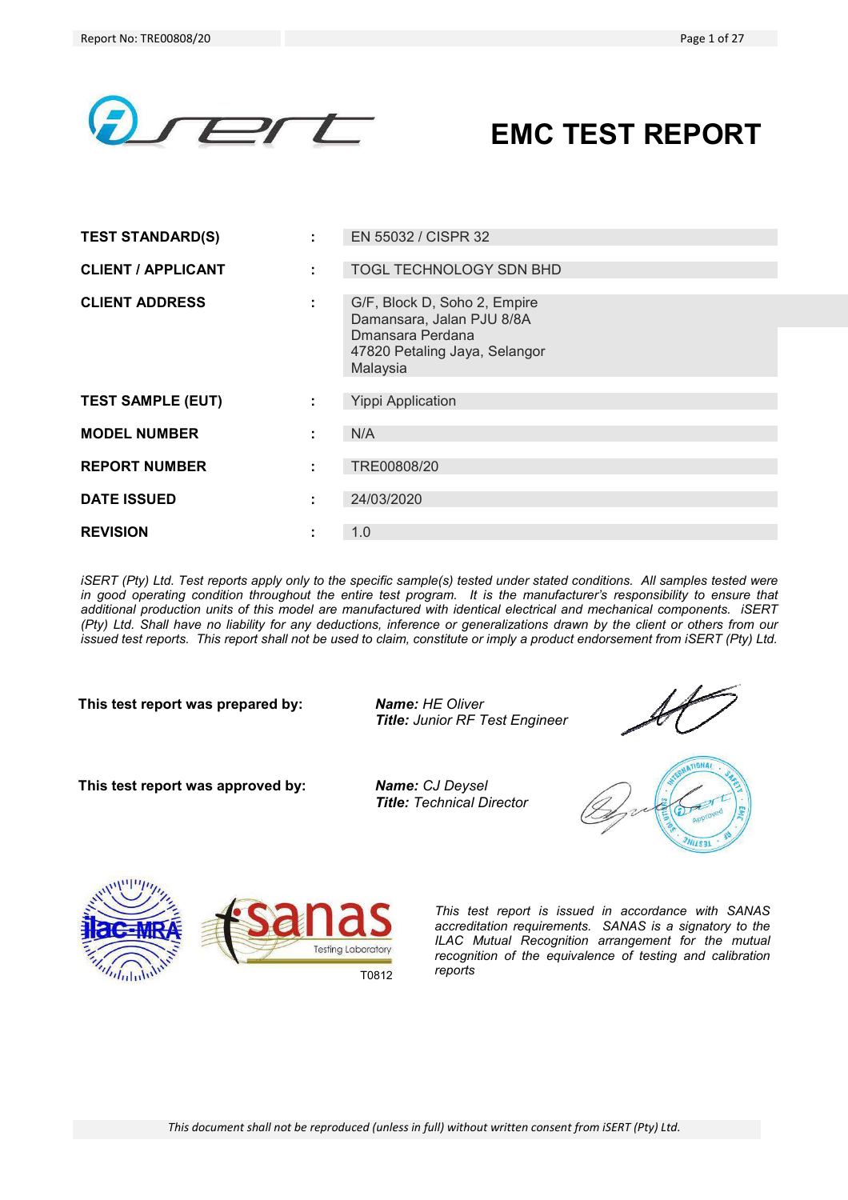# EMC TEST REPORT

| | | |
|---|---|---|
| **TEST STANDARD(S)** | : | EN 55032 / CISPR 32 |
| **CLIENT / APPLICANT** | : | TOGL TECHNOLOGY SDN BHD |
| **CLIENT ADDRESS** | : | G/F, Block D, Soho 2, Empire Damansara, Jalan PJU 8/8A Dmansara Perdana 47820 Petaling Jaya, Selangor Malaysia |
| **TEST SAMPLE (EUT)** | : | Yippi Application |
| **MODEL NUMBER** | : | N/A |
| **REPORT NUMBER** | : | TRE00808/20 |
| **DATE ISSUED** | : | 24/03/2020 |
| **REVISION** | : | 1.0 |

*iSERT (Pty) Ltd. Test reports apply only to the specific sample(s) tested under stated conditions. All samples tested were in good operating condition throughout the entire test program. It is the manufacturer's responsibility to ensure that additional production units of this model are manufactured with identical electrical and mechanical components. iSERT (Pty) Ltd. Shall have no liability for any deductions, inference or generalizations drawn by the client or others from our issued test reports. This report shall not be used to claim, constitute or imply a product endorsement from iSERT (Pty) Ltd.*

**This test report was prepared by:**
***Name:*** *HE Oliver*
***Title:*** *Junior RF Test Engineer*

**This test report was approved by:**
***Name:*** *CJ Deysel*
***Title:*** *Technical Director*

T0812

*This test report is issued in accordance with SANAS accreditation requirements. SANAS is a signatory to the ILAC Mutual Recognition arrangement for the mutual recognition of the equivalence of testing and calibration reports*

*This document shall not be reproduced (unless in full) without written consent from iSERT (Pty) Ltd.*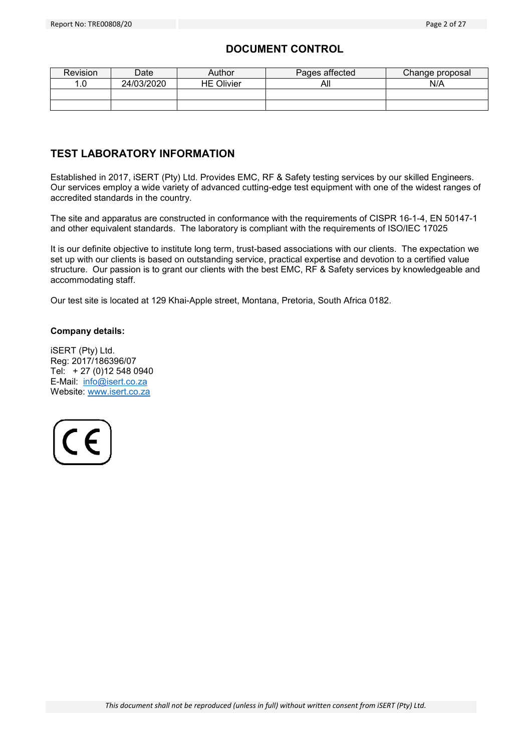## DOCUMENT CONTROL

| Revision | Date | Author | Pages affected | Change proposal |
|---|---|---|---|---|
| 1.0 | 24/03/2020 | HE Olivier | All | N/A |
| | | | | |
| | | | | |

## TEST LABORATORY INFORMATION

Established in 2017, iSERT (Pty) Ltd. Provides EMC, RF & Safety testing services by our skilled Engineers. Our services employ a wide variety of advanced cutting-edge test equipment with one of the widest ranges of accredited standards in the country.

The site and apparatus are constructed in conformance with the requirements of CISPR 16-1-4, EN 50147-1 and other equivalent standards. The laboratory is compliant with the requirements of ISO/IEC 17025

It is our definite objective to institute long term, trust-based associations with our clients. The expectation we set up with our clients is based on outstanding service, practical expertise and devotion to a certified value structure. Our passion is to grant our clients with the best EMC, RF & Safety services by knowledgeable and accommodating staff.

Our test site is located at 129 Khai-Apple street, Montana, Pretoria, South Africa 0182.

**Company details:**

iSERT (Pty) Ltd.
Reg: 2017/186396/07
Tel: + 27 (0)12 548 0940
E-Mail: info@isert.co.za
Website: www.isert.co.za

*This document shall not be reproduced (unless in full) without written consent from iSERT (Pty) Ltd.*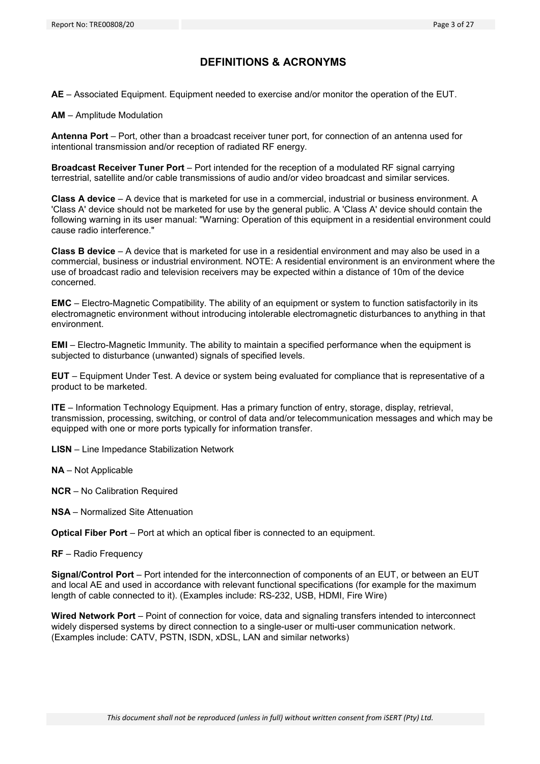# DEFINITIONS & ACRONYMS

**AE** – Associated Equipment. Equipment needed to exercise and/or monitor the operation of the EUT.

**AM** – Amplitude Modulation

**Antenna Port** – Port, other than a broadcast receiver tuner port, for connection of an antenna used for intentional transmission and/or reception of radiated RF energy.

**Broadcast Receiver Tuner Port** – Port intended for the reception of a modulated RF signal carrying terrestrial, satellite and/or cable transmissions of audio and/or video broadcast and similar services.

**Class A device** – A device that is marketed for use in a commercial, industrial or business environment. A 'Class A' device should not be marketed for use by the general public. A 'Class A' device should contain the following warning in its user manual: "Warning: Operation of this equipment in a residential environment could cause radio interference."

**Class B device** – A device that is marketed for use in a residential environment and may also be used in a commercial, business or industrial environment. NOTE: A residential environment is an environment where the use of broadcast radio and television receivers may be expected within a distance of 10m of the device concerned.

**EMC** – Electro-Magnetic Compatibility. The ability of an equipment or system to function satisfactorily in its electromagnetic environment without introducing intolerable electromagnetic disturbances to anything in that environment.

**EMI** – Electro-Magnetic Immunity. The ability to maintain a specified performance when the equipment is subjected to disturbance (unwanted) signals of specified levels.

**EUT** – Equipment Under Test. A device or system being evaluated for compliance that is representative of a product to be marketed.

**ITE** – Information Technology Equipment. Has a primary function of entry, storage, display, retrieval, transmission, processing, switching, or control of data and/or telecommunication messages and which may be equipped with one or more ports typically for information transfer.

**LISN** – Line Impedance Stabilization Network

**NA** – Not Applicable

**NCR** – No Calibration Required

**NSA** – Normalized Site Attenuation

**Optical Fiber Port** – Port at which an optical fiber is connected to an equipment.

**RF** – Radio Frequency

**Signal/Control Port** – Port intended for the interconnection of components of an EUT, or between an EUT and local AE and used in accordance with relevant functional specifications (for example for the maximum length of cable connected to it). (Examples include: RS-232, USB, HDMI, Fire Wire)

**Wired Network Port** – Point of connection for voice, data and signaling transfers intended to interconnect widely dispersed systems by direct connection to a single-user or multi-user communication network. (Examples include: CATV, PSTN, ISDN, xDSL, LAN and similar networks)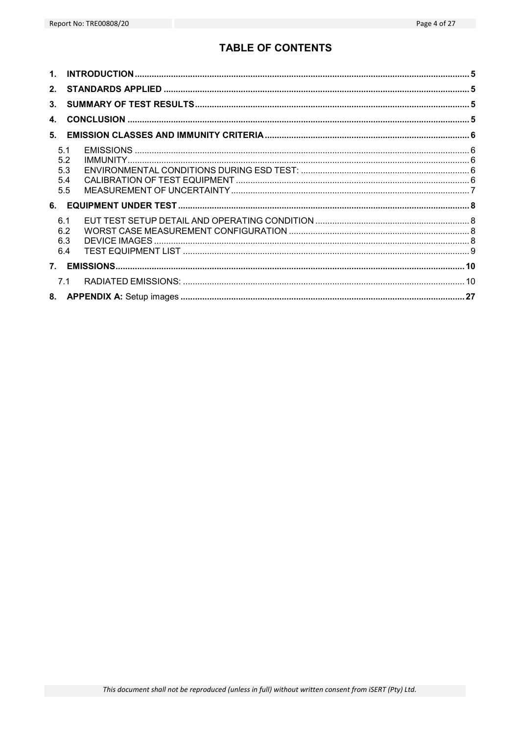# TABLE OF CONTENTS

1. **INTRODUCTION** ..... 5
2. **STANDARDS APPLIED** ..... 5
3. **SUMMARY OF TEST RESULTS** ..... 5
4. **CONCLUSION** ..... 5
5. **EMISSION CLASSES AND IMMUNITY CRITERIA** ..... 6
   - 5.1 EMISSIONS ..... 6
   - 5.2 IMMUNITY ..... 6
   - 5.3 ENVIRONMENTAL CONDITIONS DURING ESD TEST: ..... 6
   - 5.4 CALIBRATION OF TEST EQUIPMENT ..... 6
   - 5.5 MEASUREMENT OF UNCERTAINTY ..... 7
6. **EQUIPMENT UNDER TEST** ..... 8
   - 6.1 EUT TEST SETUP DETAIL AND OPERATING CONDITION ..... 8
   - 6.2 WORST CASE MEASUREMENT CONFIGURATION ..... 8
   - 6.3 DEVICE IMAGES ..... 8
   - 6.4 TEST EQUIPMENT LIST ..... 9
7. **EMISSIONS** ..... 10
   - 7.1 RADIATED EMISSIONS: ..... 10
8. **APPENDIX A:** Setup images ..... 27

*This document shall not be reproduced (unless in full) without written consent from iSERT (Pty) Ltd.*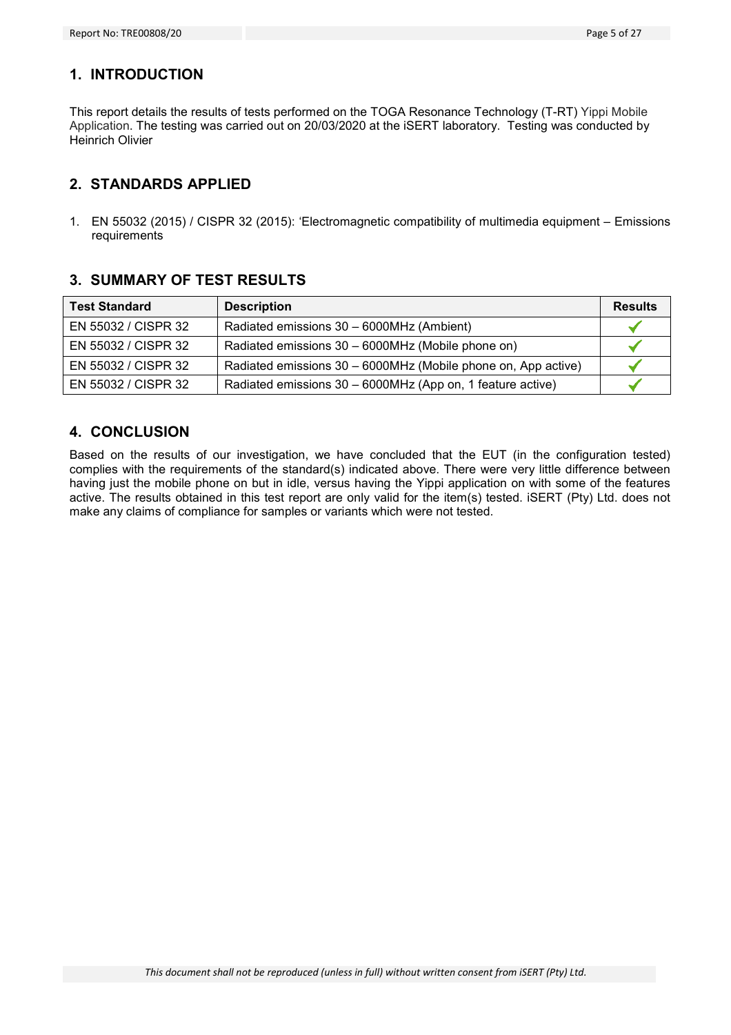## 1. INTRODUCTION

This report details the results of tests performed on the TOGA Resonance Technology (T-RT) Yippi Mobile Application. The testing was carried out on 20/03/2020 at the iSERT laboratory. Testing was conducted by Heinrich Olivier

## 2. STANDARDS APPLIED

1. EN 55032 (2015) / CISPR 32 (2015): 'Electromagnetic compatibility of multimedia equipment – Emissions requirements

## 3. SUMMARY OF TEST RESULTS

| Test Standard | Description | Results |
|---|---|---|
| EN 55032 / CISPR 32 | Radiated emissions 30 – 6000MHz (Ambient) | ✓ |
| EN 55032 / CISPR 32 | Radiated emissions 30 – 6000MHz (Mobile phone on) | ✓ |
| EN 55032 / CISPR 32 | Radiated emissions 30 – 6000MHz (Mobile phone on, App active) | ✓ |
| EN 55032 / CISPR 32 | Radiated emissions 30 – 6000MHz (App on, 1 feature active) | ✓ |

## 4. CONCLUSION

Based on the results of our investigation, we have concluded that the EUT (in the configuration tested) complies with the requirements of the standard(s) indicated above. There were very little difference between having just the mobile phone on but in idle, versus having the Yippi application on with some of the features active. The results obtained in this test report are only valid for the item(s) tested. iSERT (Pty) Ltd. does not make any claims of compliance for samples or variants which were not tested.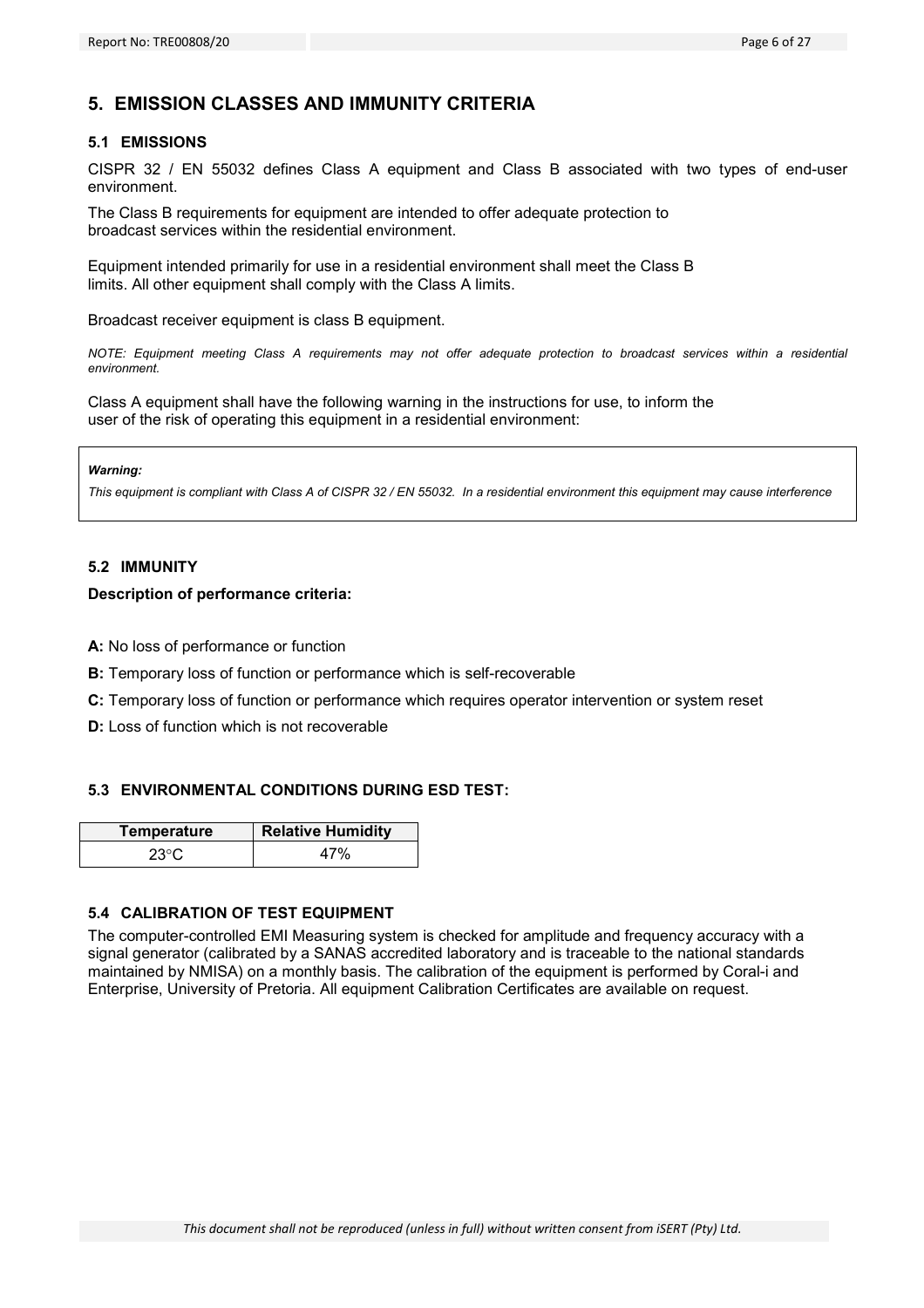# 5. EMISSION CLASSES AND IMMUNITY CRITERIA

## 5.1 EMISSIONS

CISPR 32 / EN 55032 defines Class A equipment and Class B associated with two types of end-user environment.

The Class B requirements for equipment are intended to offer adequate protection to broadcast services within the residential environment.

Equipment intended primarily for use in a residential environment shall meet the Class B limits. All other equipment shall comply with the Class A limits.

Broadcast receiver equipment is class B equipment.

*NOTE: Equipment meeting Class A requirements may not offer adequate protection to broadcast services within a residential environment.*

Class A equipment shall have the following warning in the instructions for use, to inform the user of the risk of operating this equipment in a residential environment:

> ***Warning:***
>
> *This equipment is compliant with Class A of CISPR 32 / EN 55032. In a residential environment this equipment may cause interference*

## 5.2 IMMUNITY

**Description of performance criteria:**

**A:** No loss of performance or function

**B:** Temporary loss of function or performance which is self-recoverable

**C:** Temporary loss of function or performance which requires operator intervention or system reset

**D:** Loss of function which is not recoverable

## 5.3 ENVIRONMENTAL CONDITIONS DURING ESD TEST:

| Temperature | Relative Humidity |
|---|---|
| 23°C | 47% |

## 5.4 CALIBRATION OF TEST EQUIPMENT

The computer-controlled EMI Measuring system is checked for amplitude and frequency accuracy with a signal generator (calibrated by a SANAS accredited laboratory and is traceable to the national standards maintained by NMISA) on a monthly basis. The calibration of the equipment is performed by Coral-i and Enterprise, University of Pretoria. All equipment Calibration Certificates are available on request.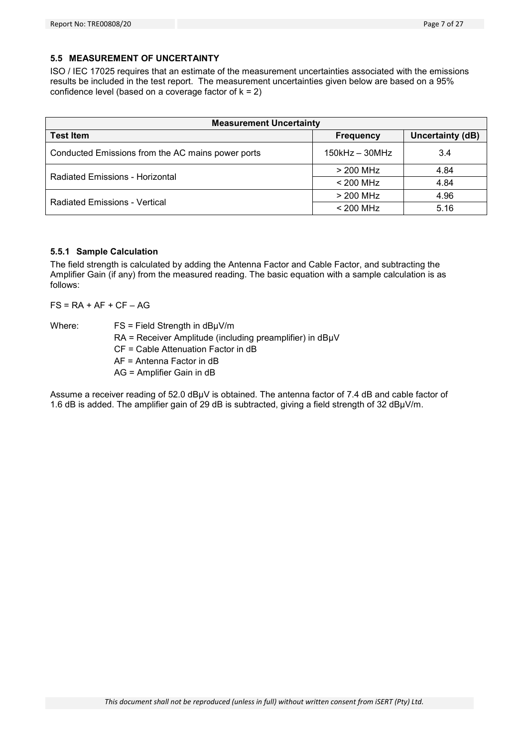## 5.5 MEASUREMENT OF UNCERTAINTY

ISO / IEC 17025 requires that an estimate of the measurement uncertainties associated with the emissions results be included in the test report. The measurement uncertainties given below are based on a 95% confidence level (based on a coverage factor of k = 2)

| Measurement Uncertainty | | |
|---|---|---|
| **Test Item** | **Frequency** | **Uncertainty (dB)** |
| Conducted Emissions from the AC mains power ports | 150kHz – 30MHz | 3.4 |
| Radiated Emissions - Horizontal | > 200 MHz | 4.84 |
| | < 200 MHz | 4.84 |
| Radiated Emissions - Vertical | > 200 MHz | 4.96 |
| | < 200 MHz | 5.16 |

### 5.5.1 Sample Calculation

The field strength is calculated by adding the Antenna Factor and Cable Factor, and subtracting the Amplifier Gain (if any) from the measured reading. The basic equation with a sample calculation is as follows:

$FS = RA + AF + CF – AG$

Where: FS = Field Strength in dBμV/m
RA = Receiver Amplitude (including preamplifier) in dBμV
CF = Cable Attenuation Factor in dB
AF = Antenna Factor in dB
AG = Amplifier Gain in dB

Assume a receiver reading of 52.0 dBμV is obtained. The antenna factor of 7.4 dB and cable factor of 1.6 dB is added. The amplifier gain of 29 dB is subtracted, giving a field strength of 32 dBμV/m.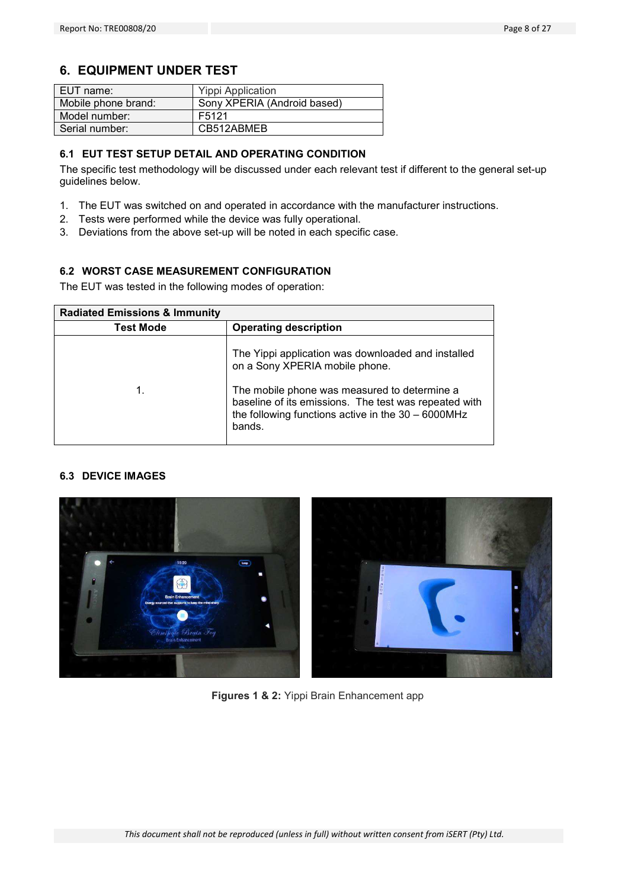# 6. EQUIPMENT UNDER TEST

| EUT name: | Yippi Application |
|---|---|
| Mobile phone brand: | Sony XPERIA (Android based) |
| Model number: | F5121 |
| Serial number: | CB512ABMEB |

## 6.1 EUT TEST SETUP DETAIL AND OPERATING CONDITION

The specific test methodology will be discussed under each relevant test if different to the general set-up guidelines below.

1. The EUT was switched on and operated in accordance with the manufacturer instructions.
2. Tests were performed while the device was fully operational.
3. Deviations from the above set-up will be noted in each specific case.

## 6.2 WORST CASE MEASUREMENT CONFIGURATION

The EUT was tested in the following modes of operation:

| **Radiated Emissions & Immunity** | |
|---|---|
| **Test Mode** | **Operating description** |
| 1. | The Yippi application was downloaded and installed on a Sony XPERIA mobile phone.<br><br>The mobile phone was measured to determine a baseline of its emissions. The test was repeated with the following functions active in the 30 – 6000MHz bands. |

## 6.3 DEVICE IMAGES

**Figures 1 & 2:** Yippi Brain Enhancement app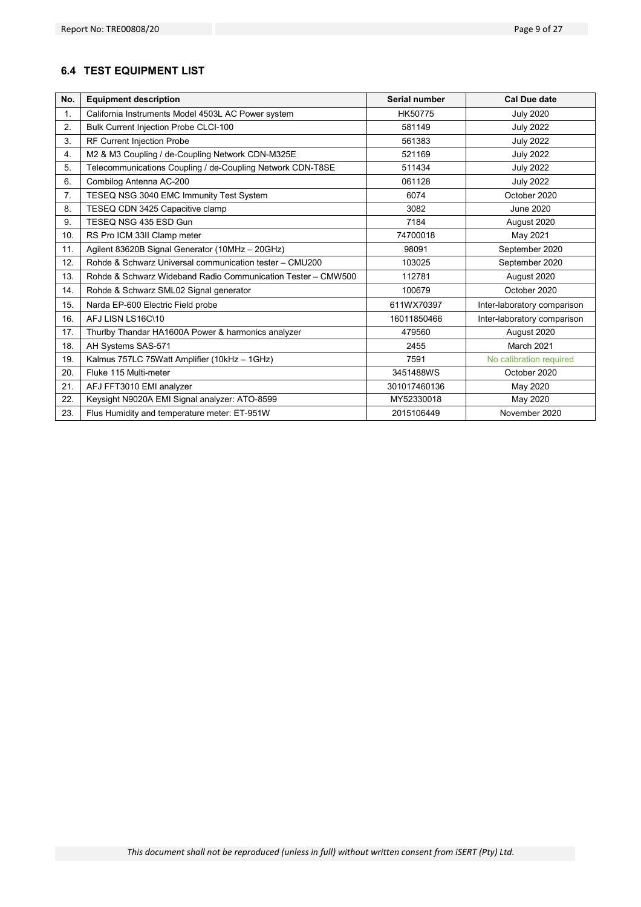## 6.4 TEST EQUIPMENT LIST

| No. | Equipment description | Serial number | Cal Due date |
|---|---|---|---|
| 1. | California Instruments Model 4503L AC Power system | HK50775 | July 2020 |
| 2. | Bulk Current Injection Probe CLCI-100 | 581149 | July 2022 |
| 3. | RF Current Injection Probe | 561383 | July 2022 |
| 4. | M2 & M3 Coupling / de-Coupling Network CDN-M325E | 521169 | July 2022 |
| 5. | Telecommunications Coupling / de-Coupling Network CDN-T8SE | 511434 | July 2022 |
| 6. | Combilog Antenna AC-200 | 061128 | July 2022 |
| 7. | TESEQ NSG 3040 EMC Immunity Test System | 6074 | October 2020 |
| 8. | TESEQ CDN 3425 Capacitive clamp | 3082 | June 2020 |
| 9. | TESEQ NSG 435 ESD Gun | 7184 | August 2020 |
| 10. | RS Pro ICM 33II Clamp meter | 74700018 | May 2021 |
| 11. | Agilent 83620B Signal Generator (10MHz – 20GHz) | 98091 | September 2020 |
| 12. | Rohde & Schwarz Universal communication tester – CMU200 | 103025 | September 2020 |
| 13. | Rohde & Schwarz Wideband Radio Communication Tester – CMW500 | 112781 | August 2020 |
| 14. | Rohde & Schwarz SML02 Signal generator | 100679 | October 2020 |
| 15. | Narda EP-600 Electric Field probe | 611WX70397 | Inter-laboratory comparison |
| 16. | AFJ LISN LS16C\10 | 16011850466 | Inter-laboratory comparison |
| 17. | Thurlby Thandar HA1600A Power & harmonics analyzer | 479560 | August 2020 |
| 18. | AH Systems SAS-571 | 2455 | March 2021 |
| 19. | Kalmus 757LC 75Watt Amplifier (10kHz – 1GHz) | 7591 | No calibration required |
| 20. | Fluke 115 Multi-meter | 3451488WS | October 2020 |
| 21. | AFJ FFT3010 EMI analyzer | 301017460136 | May 2020 |
| 22. | Keysight N9020A EMI Signal analyzer: ATO-8599 | MY52330018 | May 2020 |
| 23. | Flus Humidity and temperature meter: ET-951W | 2015106449 | November 2020 |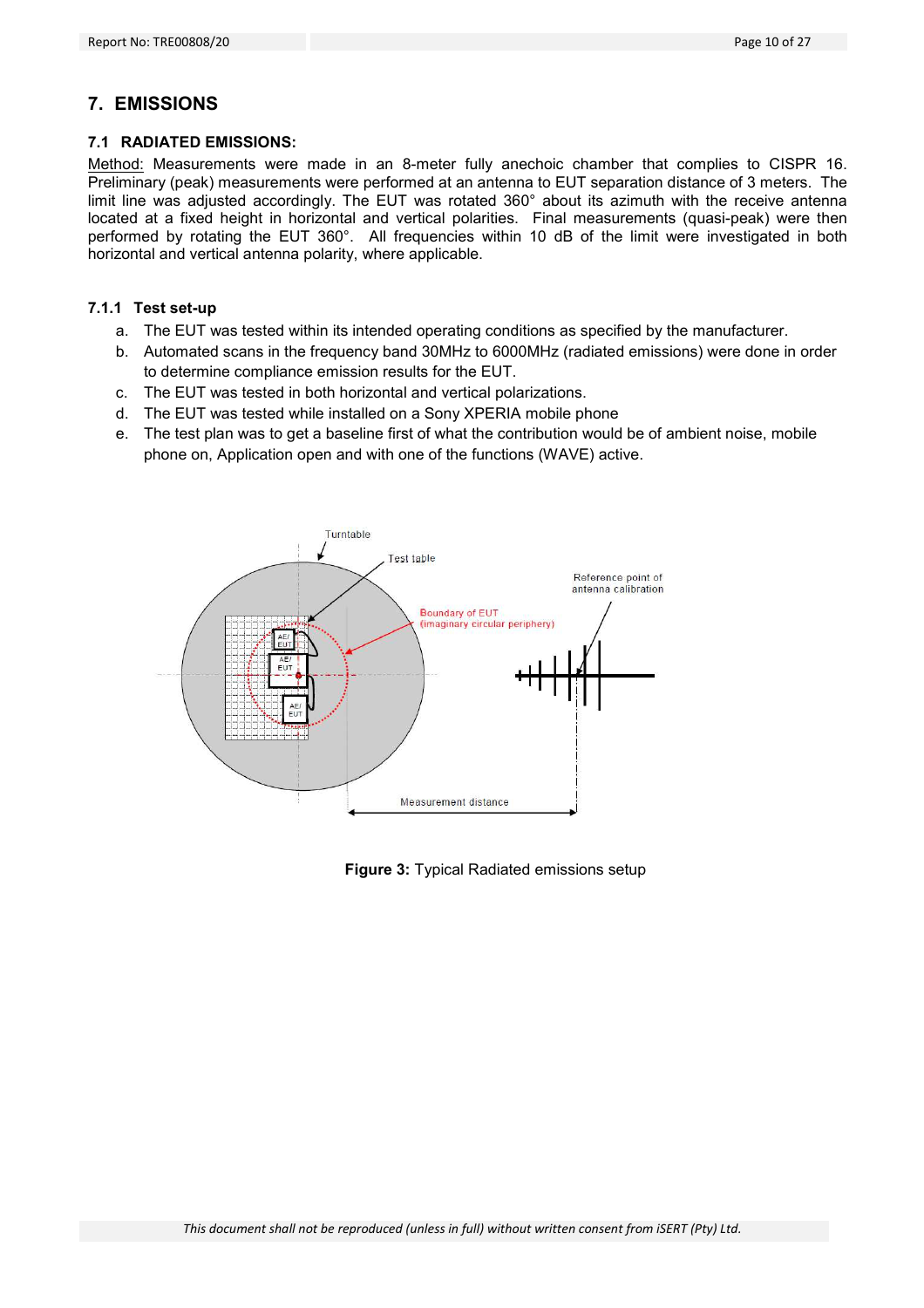# 7. EMISSIONS

## 7.1 RADIATED EMISSIONS:

Method: Measurements were made in an 8-meter fully anechoic chamber that complies to CISPR 16. Preliminary (peak) measurements were performed at an antenna to EUT separation distance of 3 meters. The limit line was adjusted accordingly. The EUT was rotated 360° about its azimuth with the receive antenna located at a fixed height in horizontal and vertical polarities. Final measurements (quasi-peak) were then performed by rotating the EUT 360°. All frequencies within 10 dB of the limit were investigated in both horizontal and vertical antenna polarity, where applicable.

### 7.1.1 Test set-up

a. The EUT was tested within its intended operating conditions as specified by the manufacturer.
b. Automated scans in the frequency band 30MHz to 6000MHz (radiated emissions) were done in order to determine compliance emission results for the EUT.
c. The EUT was tested in both horizontal and vertical polarizations.
d. The EUT was tested while installed on a Sony XPERIA mobile phone
e. The test plan was to get a baseline first of what the contribution would be of ambient noise, mobile phone on, Application open and with one of the functions (WAVE) active.

**Figure 3:** Typical Radiated emissions setup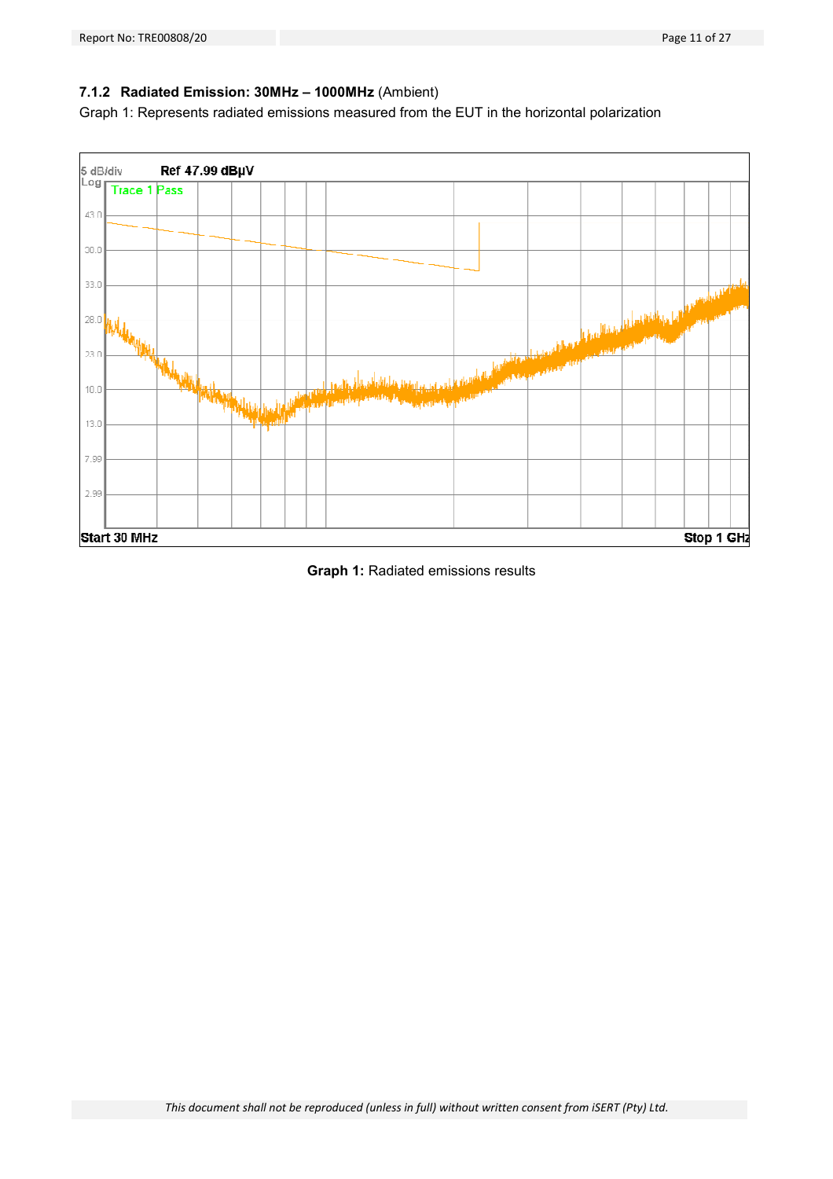### 7.1.2 Radiated Emission: 30MHz – 1000MHz (Ambient)

Graph 1: Represents radiated emissions measured from the EUT in the horizontal polarization

**Graph 1:** Radiated emissions results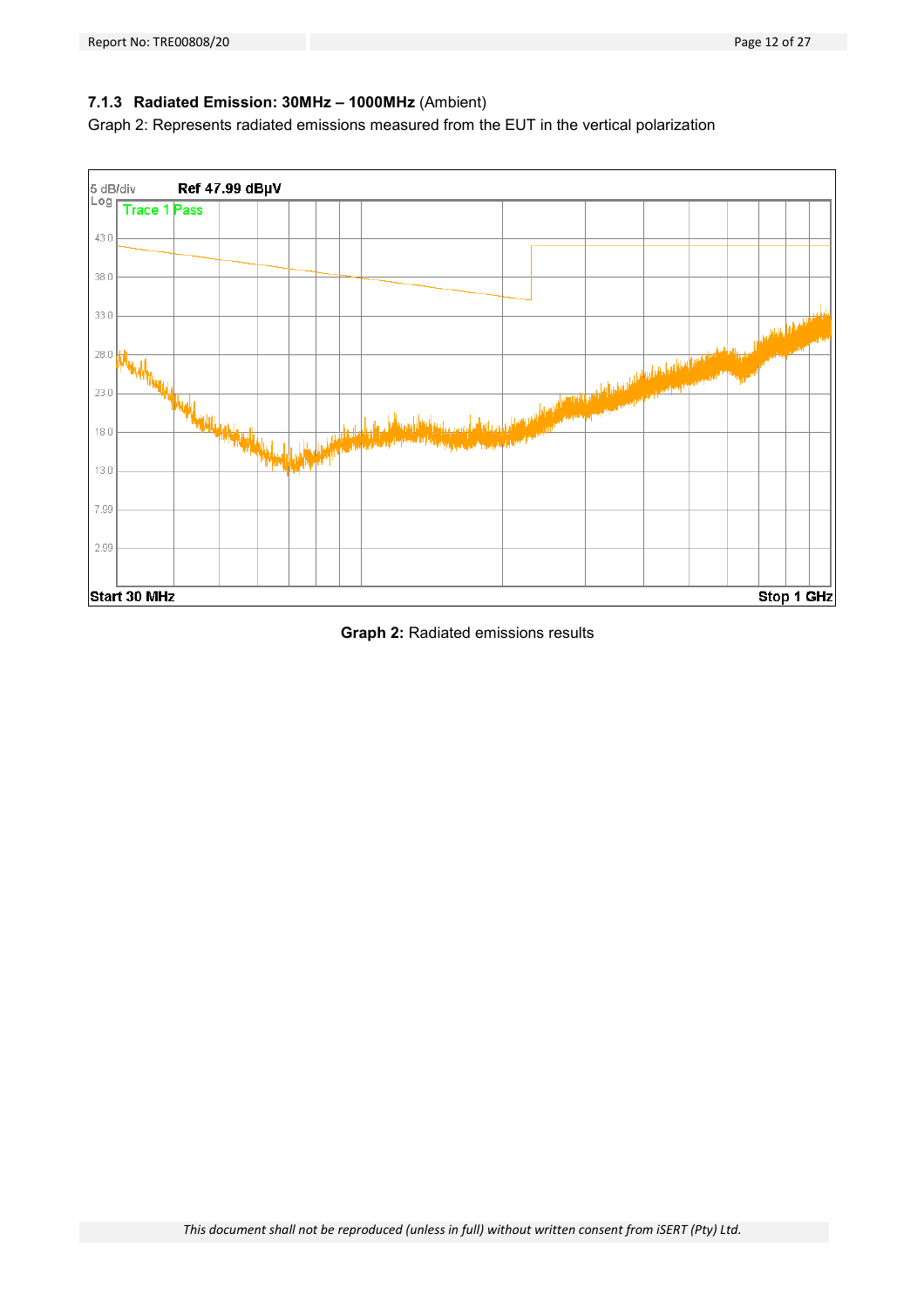### 7.1.3 Radiated Emission: 30MHz – 1000MHz (Ambient)

Graph 2: Represents radiated emissions measured from the EUT in the vertical polarization

**Graph 2:** Radiated emissions results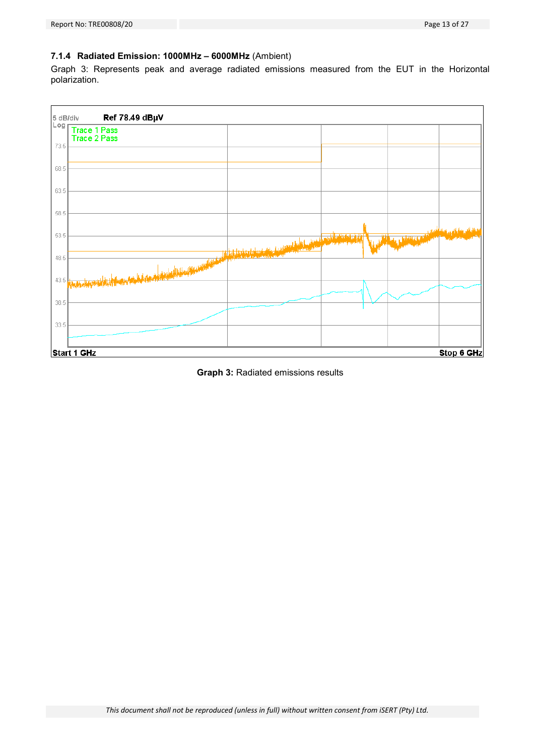### 7.1.4 Radiated Emission: 1000MHz – 6000MHz (Ambient)

Graph 3: Represents peak and average radiated emissions measured from the EUT in the Horizontal polarization.

**Graph 3:** Radiated emissions results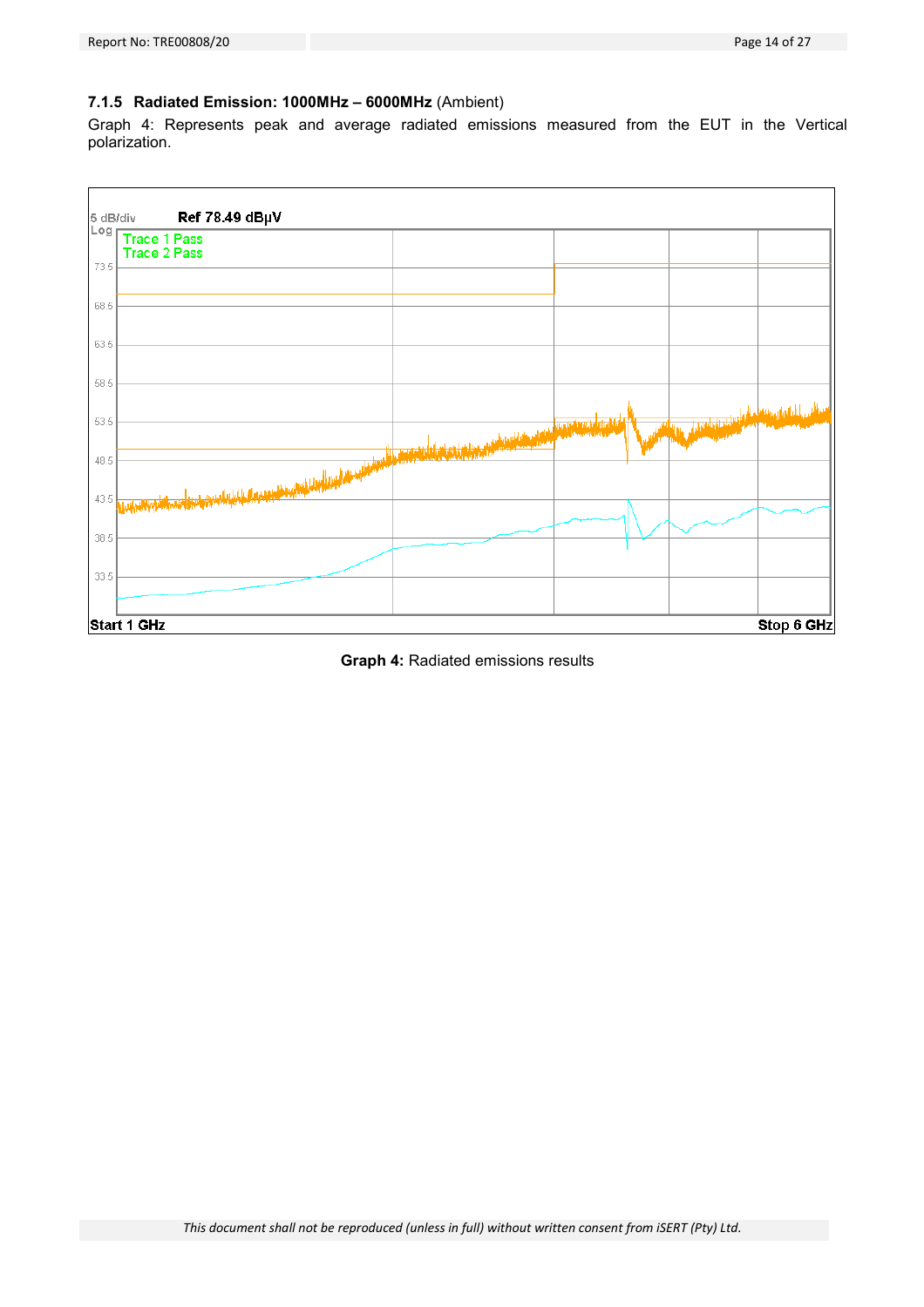### 7.1.5 Radiated Emission: 1000MHz – 6000MHz (Ambient)

Graph 4: Represents peak and average radiated emissions measured from the EUT in the Vertical polarization.

5 dB/div Ref 78.49 dBµV

Log

Trace 1 Pass
Trace 2 Pass

73.5
68.5
63.5
58.5
53.5
48.5
43.5
38.5
33.5

Start 1 GHz Stop 6 GHz

**Graph 4:** Radiated emissions results

*This document shall not be reproduced (unless in full) without written consent from iSERT (Pty) Ltd.*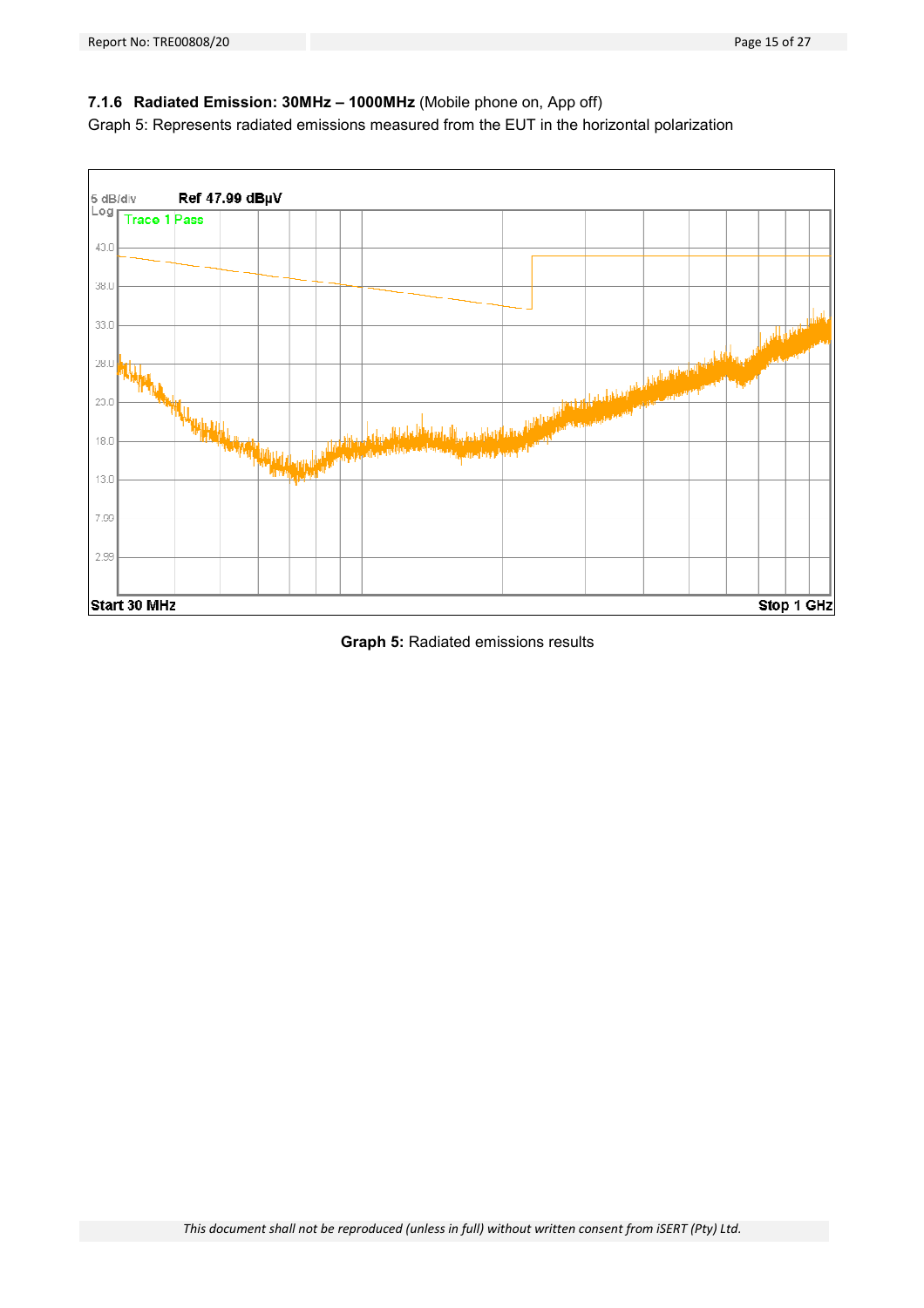### 7.1.6 Radiated Emission: 30MHz – 1000MHz (Mobile phone on, App off)

Graph 5: Represents radiated emissions measured from the EUT in the horizontal polarization

**Graph 5:** Radiated emissions results

*This document shall not be reproduced (unless in full) without written consent from iSERT (Pty) Ltd.*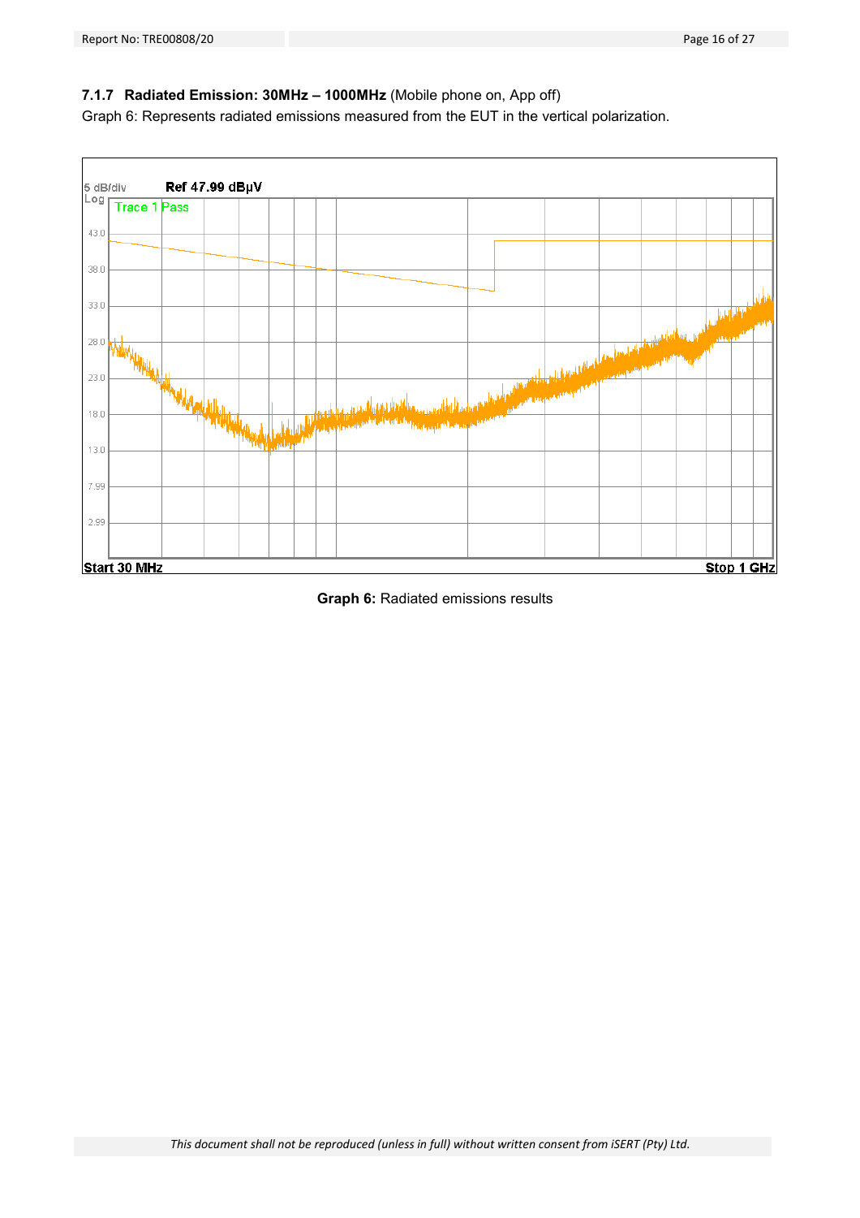### 7.1.7 Radiated Emission: 30MHz – 1000MHz (Mobile phone on, App off)

Graph 6: Represents radiated emissions measured from the EUT in the vertical polarization.

5 dB/div Ref 47.99 dBµV

Log

Trace 1 Pass

43.0

38.0

33.0

28.0

23.0

18.0

13.0

7.99

2.99

Start 30 MHz Stop 1 GHz

**Graph 6:** Radiated emissions results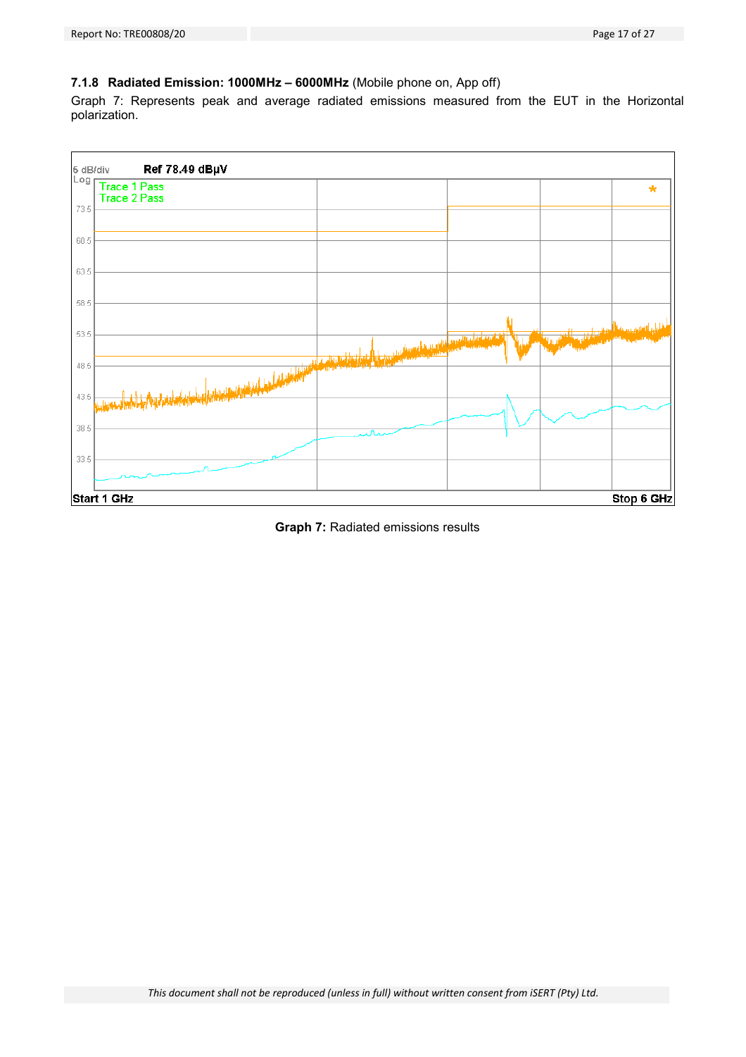### 7.1.8 Radiated Emission: 1000MHz – 6000MHz (Mobile phone on, App off)

Graph 7: Represents peak and average radiated emissions measured from the EUT in the Horizontal polarization.

5 dB/div Ref 78.49 dBµV

Log

Trace 1 Pass
Trace 2 Pass

73.5
68.5
63.5
58.5
53.5
48.5
43.5
38.5
33.5

Start 1 GHz Stop 6 GHz

**Graph 7:** Radiated emissions results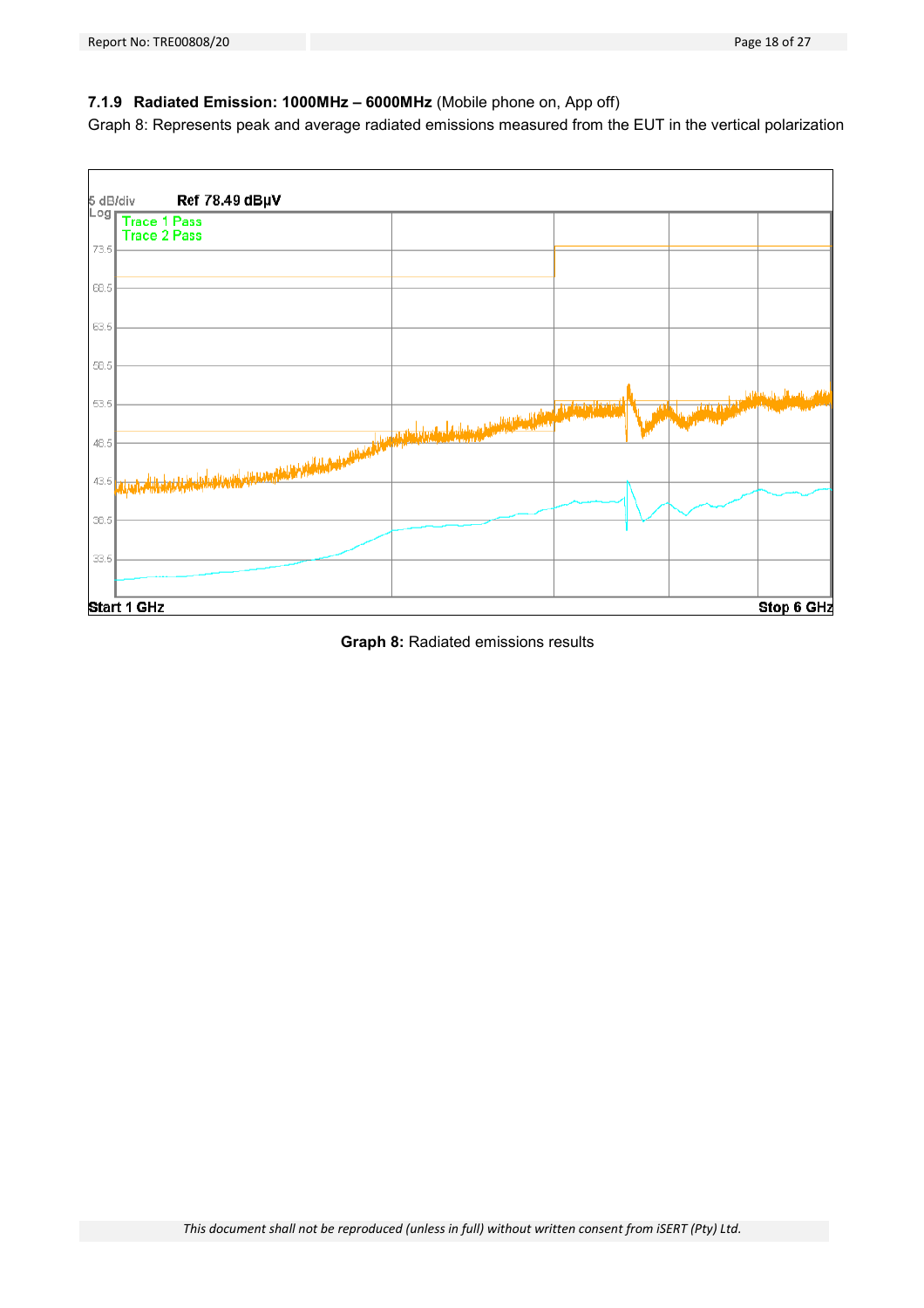### 7.1.9 Radiated Emission: 1000MHz – 6000MHz (Mobile phone on, App off)

Graph 8: Represents peak and average radiated emissions measured from the EUT in the vertical polarization

5 dB/div Ref 78.49 dBµV

Log

Trace 1 Pass

Trace 2 Pass

73.5

68.5

63.5

58.5

53.5

48.5

43.5

38.5

33.5

Start 1 GHz Stop 6 GHz

**Graph 8:** Radiated emissions results

*This document shall not be reproduced (unless in full) without written consent from iSERT (Pty) Ltd.*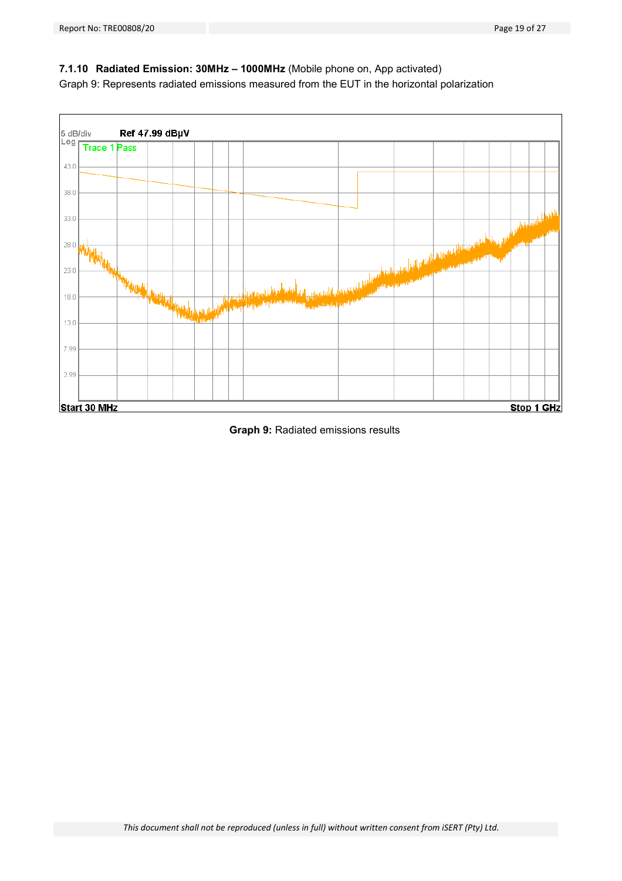### 7.1.10 Radiated Emission: 30MHz – 1000MHz (Mobile phone on, App activated)

Graph 9: Represents radiated emissions measured from the EUT in the horizontal polarization

**Graph 9:** Radiated emissions results

*This document shall not be reproduced (unless in full) without written consent from iSERT (Pty) Ltd.*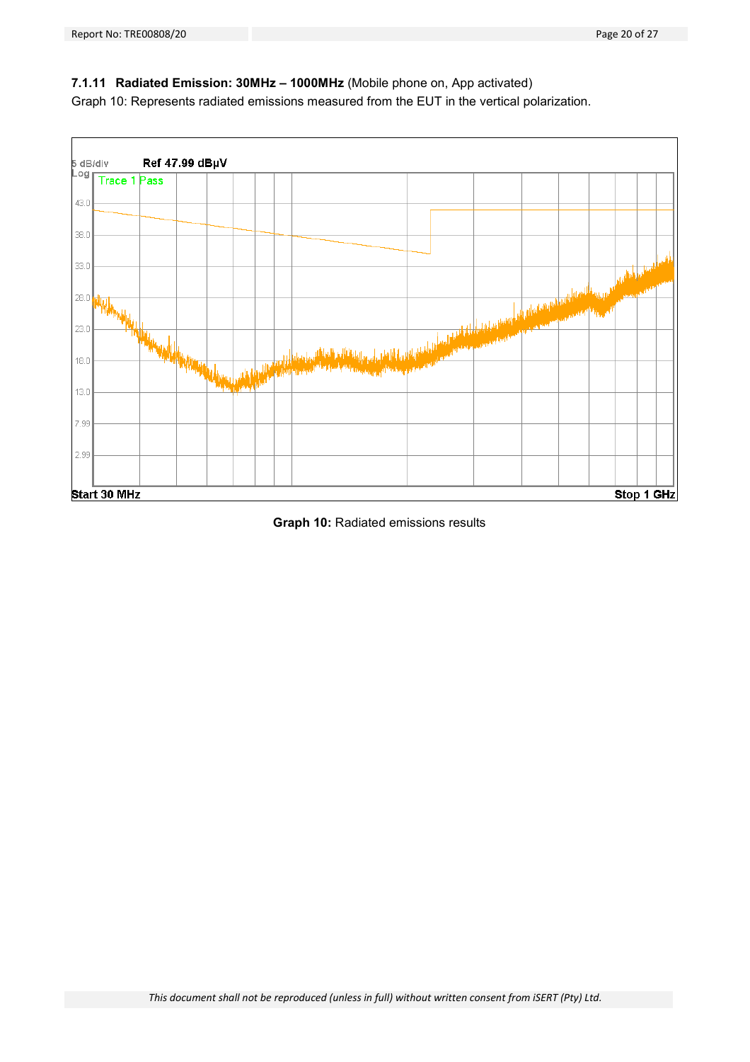### 7.1.11 Radiated Emission: 30MHz – 1000MHz (Mobile phone on, App activated)

Graph 10: Represents radiated emissions measured from the EUT in the vertical polarization.

5 dB/div Ref 47.99 dBµV

Log

Trace 1 Pass

43.0

38.0

33.0

28.0

23.0

18.0

13.0

7.99

2.99

Start 30 MHz Stop 1 GHz

**Graph 10:** Radiated emissions results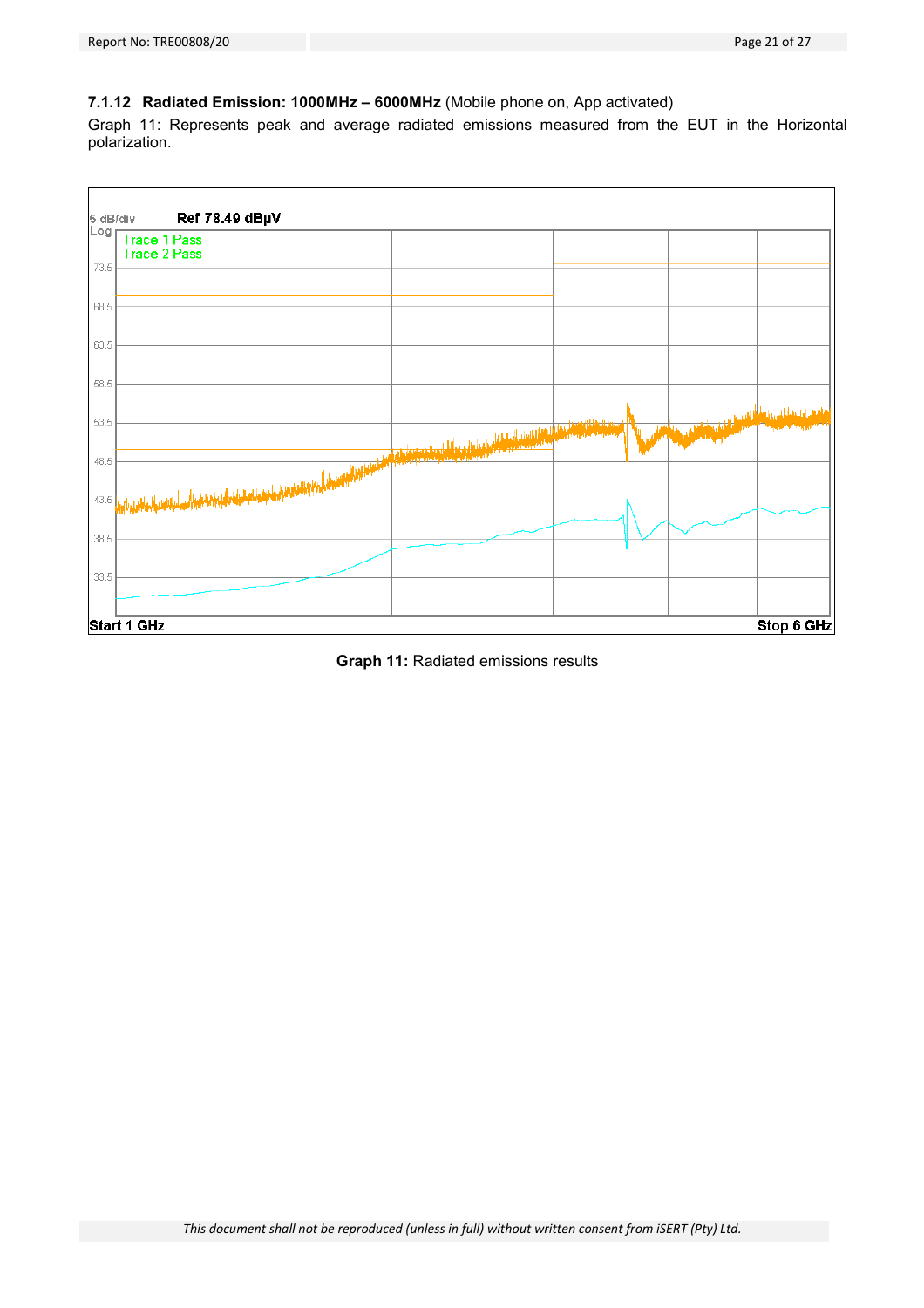### 7.1.12 Radiated Emission: 1000MHz – 6000MHz (Mobile phone on, App activated)

Graph 11: Represents peak and average radiated emissions measured from the EUT in the Horizontal polarization.

5 dB/div Ref 78.49 dBµV

Log

Trace 1 Pass
Trace 2 Pass

73.5
68.5
63.5
58.5
53.5
48.5
43.5
38.5
33.5

Start 1 GHz Stop 6 GHz

**Graph 11:** Radiated emissions results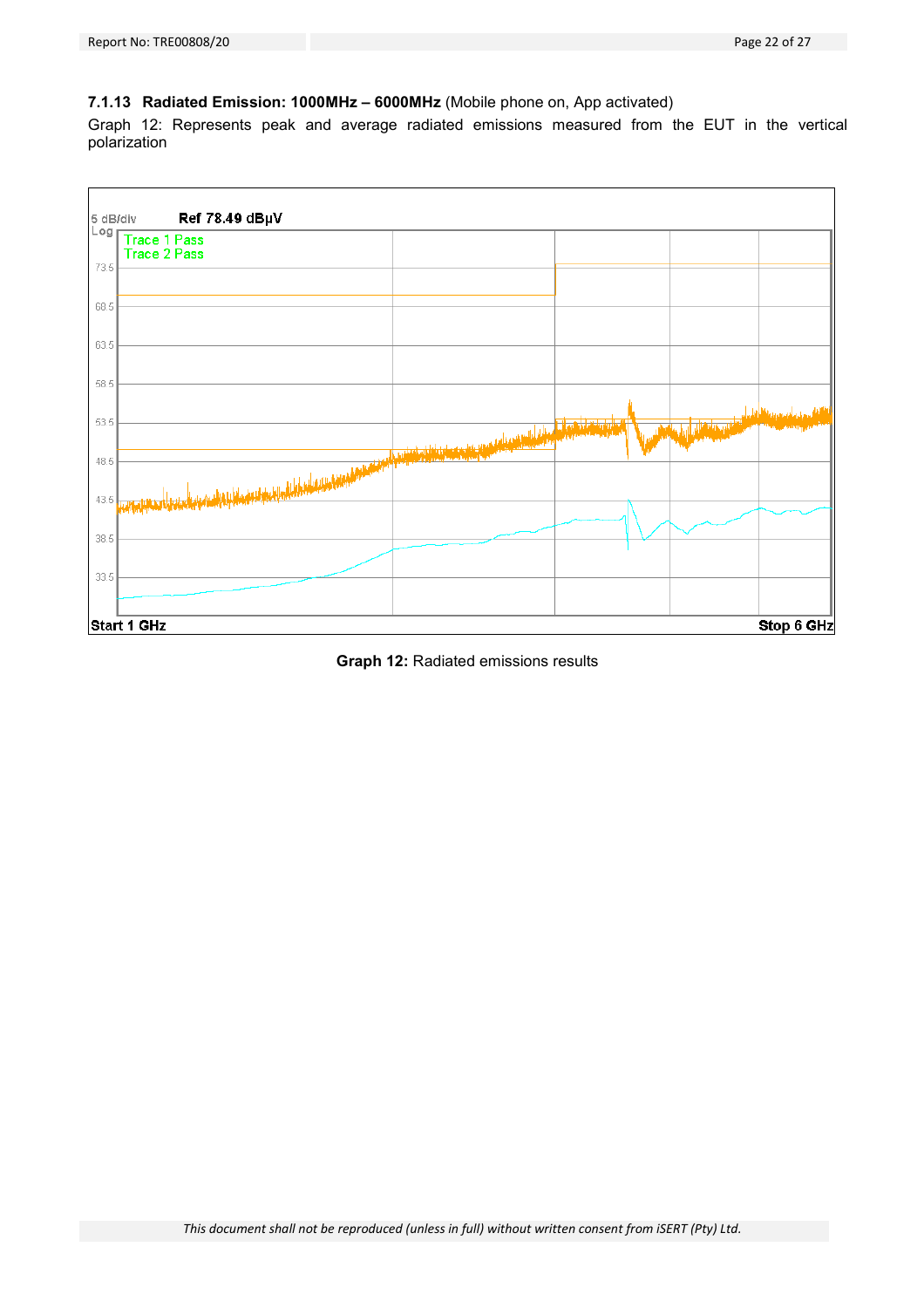### 7.1.13 Radiated Emission: 1000MHz – 6000MHz (Mobile phone on, App activated)

Graph 12: Represents peak and average radiated emissions measured from the EUT in the vertical polarization

5 dB/div Ref 78.49 dBµV

Log

Trace 1 Pass
Trace 2 Pass

73.5
68.5
63.5
58.5
53.5
48.5
43.5
38.5
33.5

Start 1 GHz Stop 6 GHz

**Graph 12:** Radiated emissions results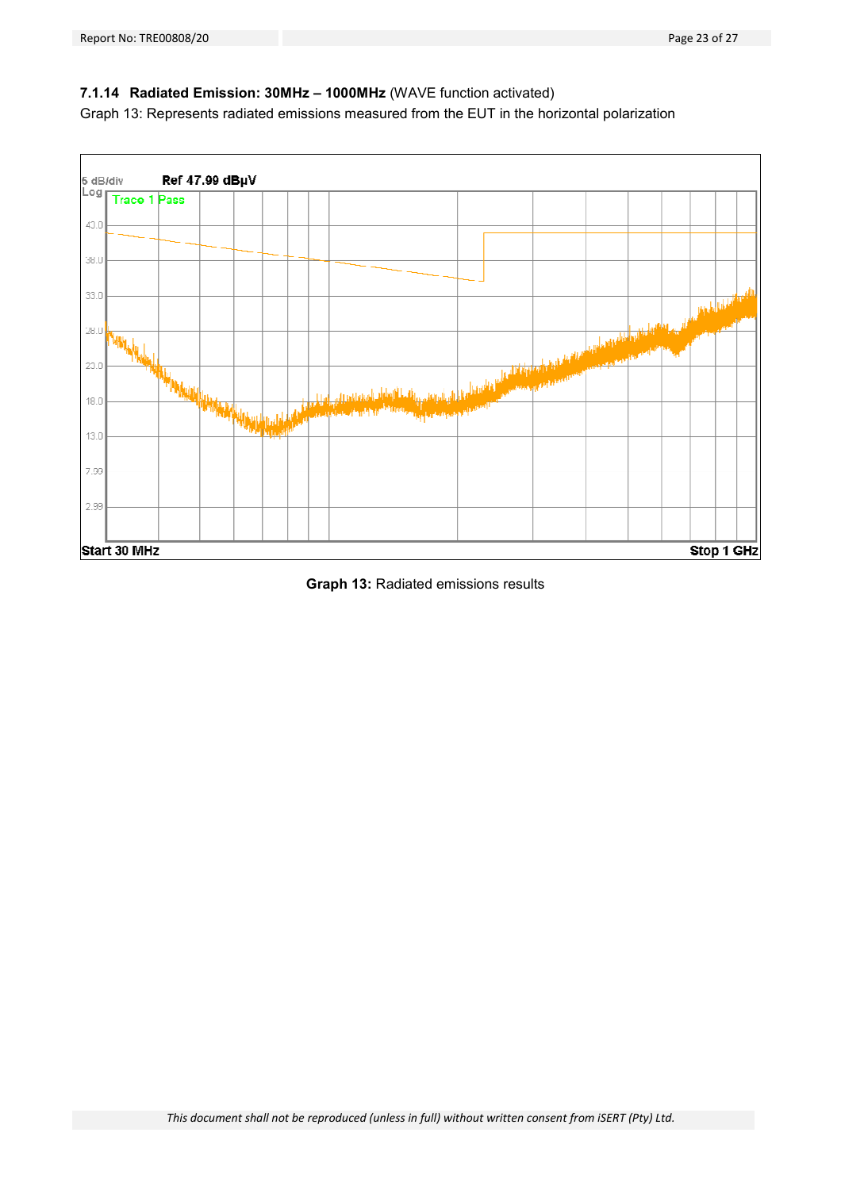### 7.1.14 Radiated Emission: 30MHz – 1000MHz (WAVE function activated)

Graph 13: Represents radiated emissions measured from the EUT in the horizontal polarization

**Graph 13:** Radiated emissions results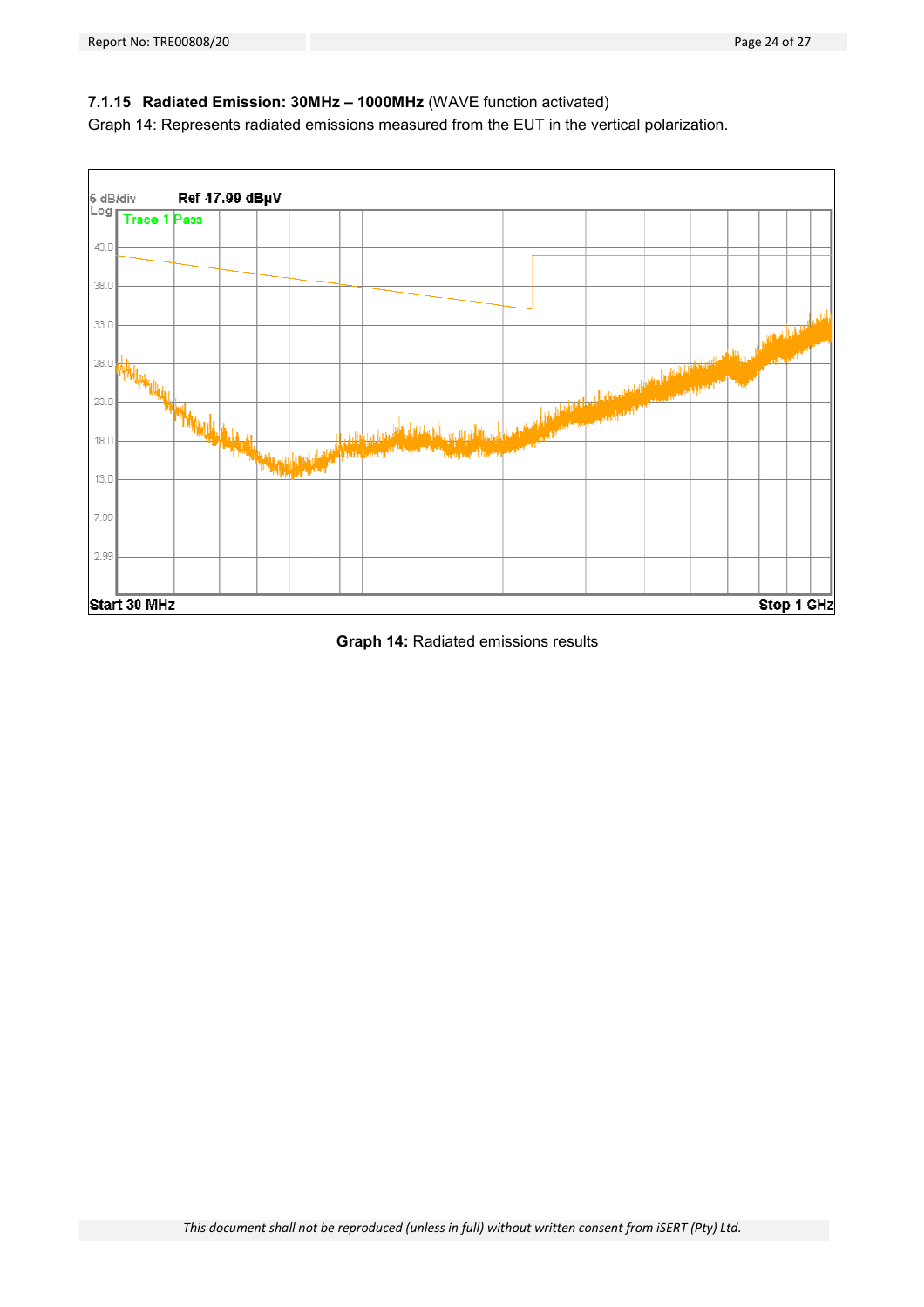### 7.1.15 Radiated Emission: 30MHz – 1000MHz (WAVE function activated)

Graph 14: Represents radiated emissions measured from the EUT in the vertical polarization.

5 dB/div Ref 47.99 dBµV

Log

Trace 1 Pass

43.0

38.0

33.0

28.0

23.0

18.0

13.0

7.99

2.99

Start 30 MHz Stop 1 GHz

**Graph 14:** Radiated emissions results

*This document shall not be reproduced (unless in full) without written consent from iSERT (Pty) Ltd.*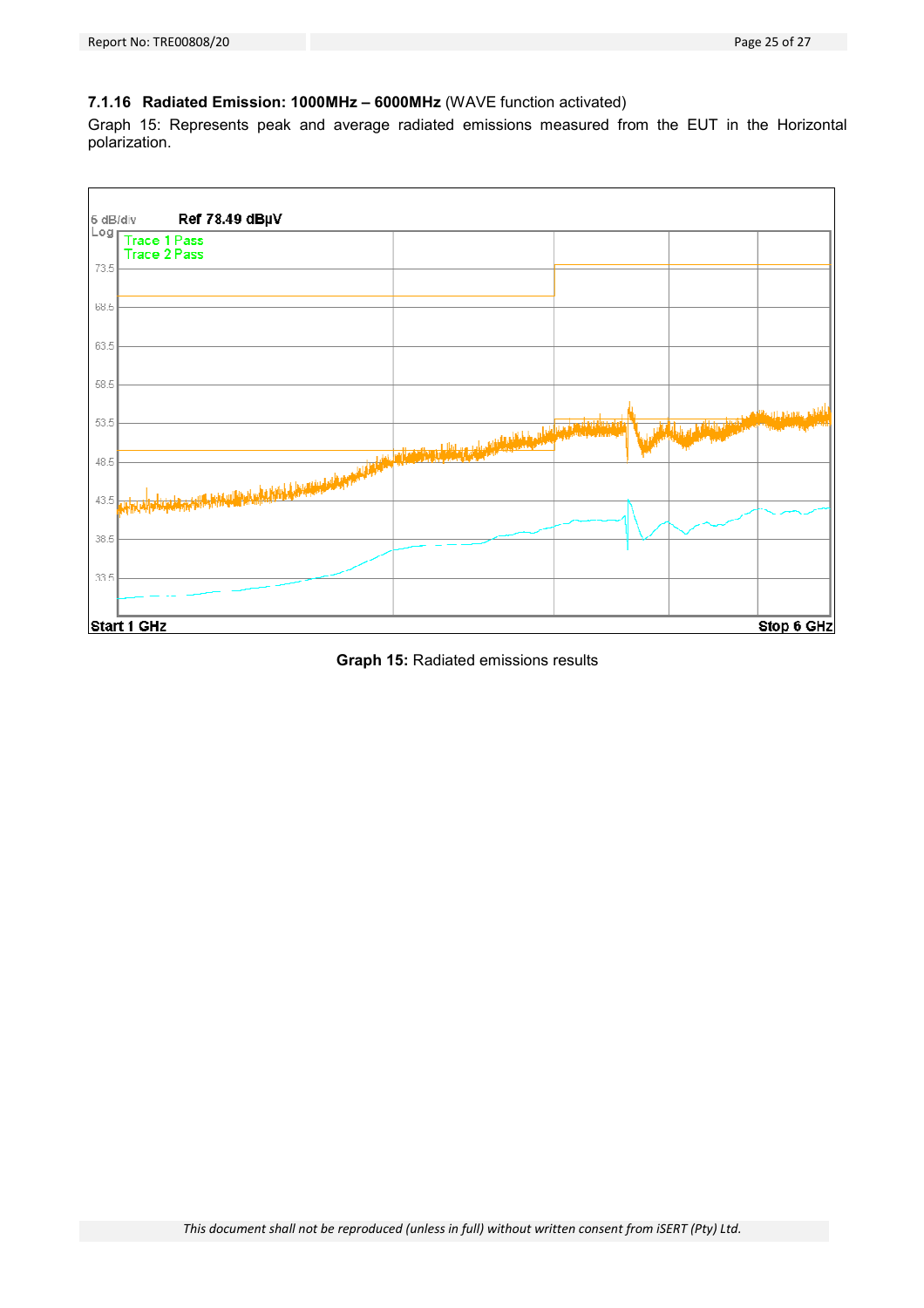### 7.1.16 Radiated Emission: 1000MHz – 6000MHz (WAVE function activated)

Graph 15: Represents peak and average radiated emissions measured from the EUT in the Horizontal polarization.

6 dB/div Ref 78.49 dBµV

Log

Trace 1 Pass
Trace 2 Pass

73.5
68.5
63.5
58.5
53.5
48.5
43.5
38.5
33.5

Start 1 GHz Stop 6 GHz

**Graph 15:** Radiated emissions results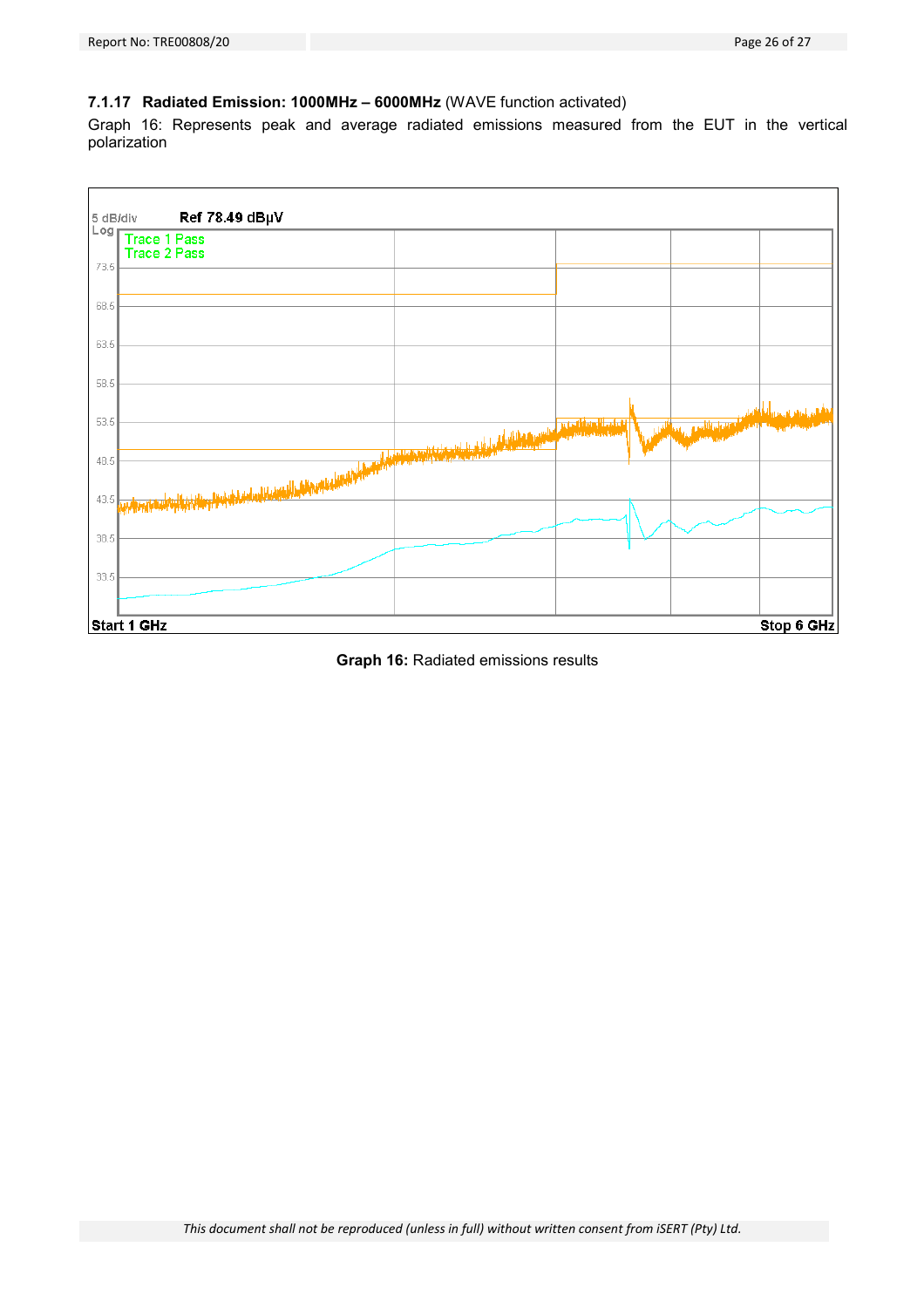### 7.1.17 Radiated Emission: 1000MHz – 6000MHz (WAVE function activated)

Graph 16: Represents peak and average radiated emissions measured from the EUT in the vertical polarization

5 dB/div Ref 78.49 dBµV
Log
Trace 1 Pass
Trace 2 Pass

73.5
68.5
63.5
58.5
53.5
48.5
43.5
38.5
33.5

Start 1 GHz Stop 6 GHz

**Graph 16:** Radiated emissions results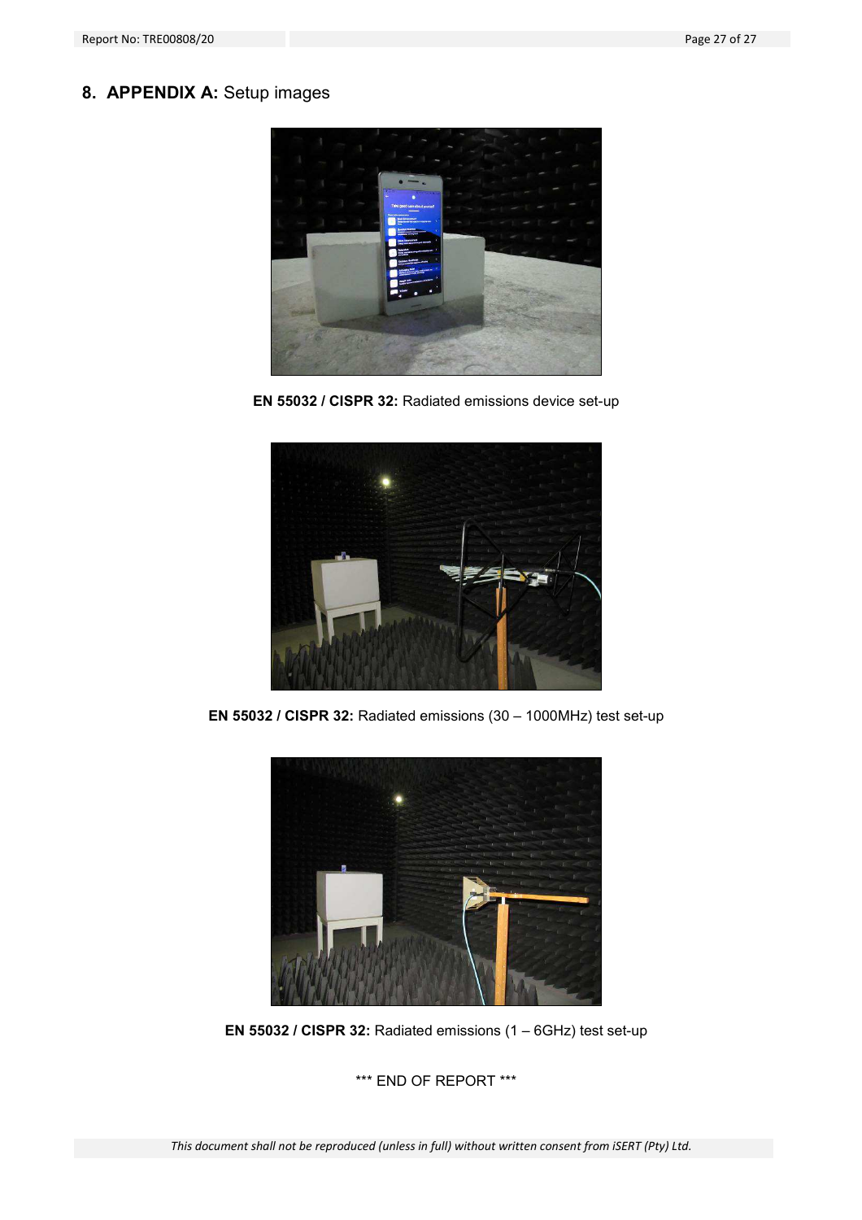## 8. APPENDIX A: Setup images

**EN 55032 / CISPR 32:** Radiated emissions device set-up

**EN 55032 / CISPR 32:** Radiated emissions (30 – 1000MHz) test set-up

**EN 55032 / CISPR 32:** Radiated emissions (1 – 6GHz) test set-up

*** END OF REPORT ***